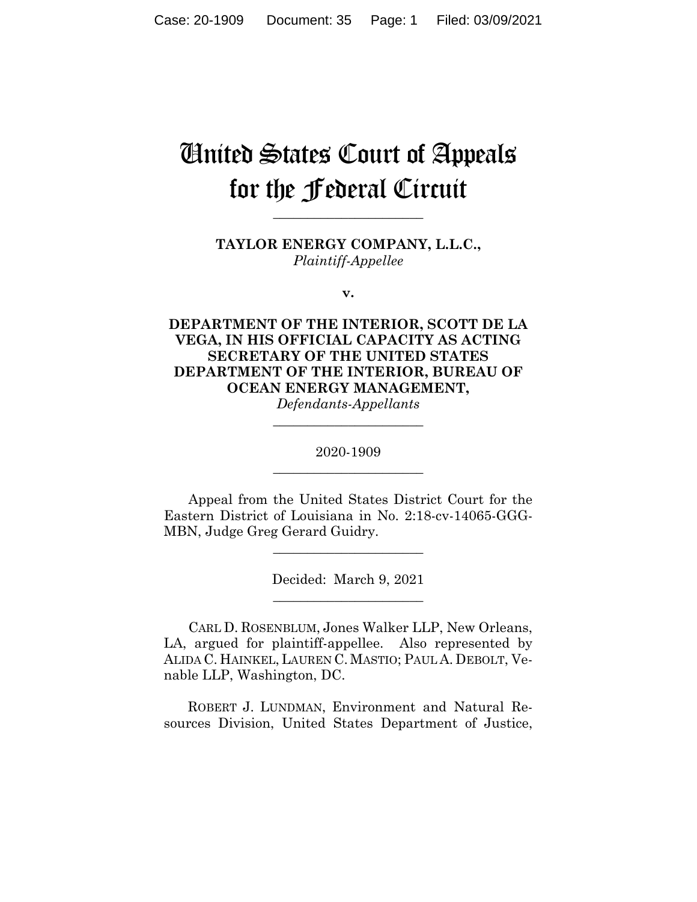# United States Court of Appeals for the Federal Circuit

______________________

**TAYLOR ENERGY COMPANY, L.L.C.,**
*Plaintiff-Appellee*

**v.**

**DEPARTMENT OF THE INTERIOR, SCOTT DE LA VEGA, IN HIS OFFICIAL CAPACITY AS ACTING SECRETARY OF THE UNITED STATES DEPARTMENT OF THE INTERIOR, BUREAU OF OCEAN ENERGY MANAGEMENT,**
*Defendants-Appellants*

______________________

2020-1909

______________________

Appeal from the United States District Court for the Eastern District of Louisiana in No. 2:18-cv-14065-GGG-MBN, Judge Greg Gerard Guidry.

______________________

Decided: March 9, 2021

______________________

CARL D. ROSENBLUM, Jones Walker LLP, New Orleans, LA, argued for plaintiff-appellee. Also represented by ALIDA C. HAINKEL, LAUREN C. MASTIO; PAUL A. DEBOLT, Venable LLP, Washington, DC.

ROBERT J. LUNDMAN, Environment and Natural Resources Division, United States Department of Justice,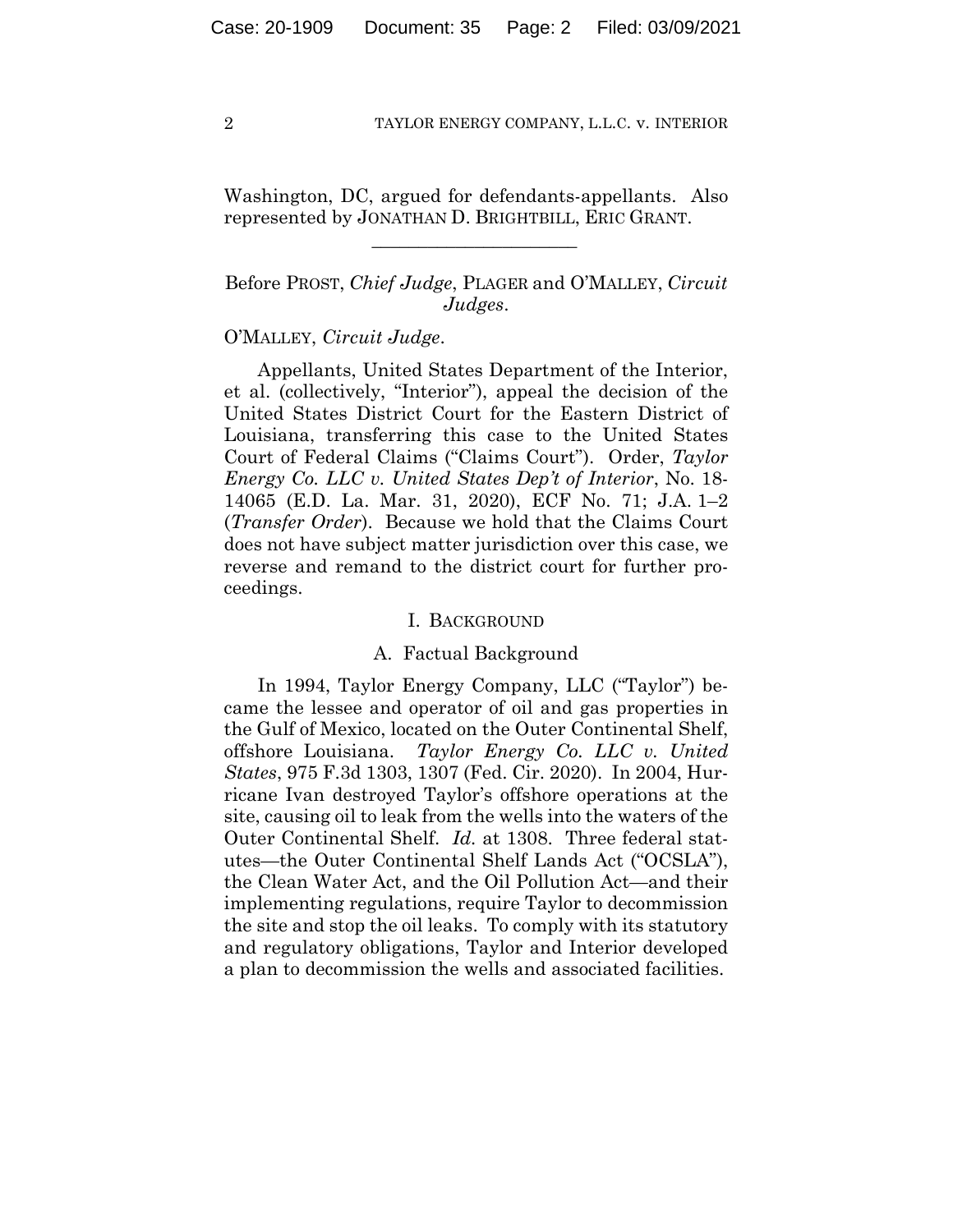Washington, DC, argued for defendants-appellants. Also represented by JONATHAN D. BRIGHTBILL, ERIC GRANT.

---

Before PROST, *Chief Judge*, PLAGER and O'MALLEY, *Circuit Judges*.

O'MALLEY, *Circuit Judge*.

Appellants, United States Department of the Interior, et al. (collectively, "Interior"), appeal the decision of the United States District Court for the Eastern District of Louisiana, transferring this case to the United States Court of Federal Claims ("Claims Court"). Order, *Taylor Energy Co. LLC v. United States Dep't of Interior*, No. 18-14065 (E.D. La. Mar. 31, 2020), ECF No. 71; J.A. 1–2 (*Transfer Order*). Because we hold that the Claims Court does not have subject matter jurisdiction over this case, we reverse and remand to the district court for further proceedings.

## I. BACKGROUND

### A. Factual Background

In 1994, Taylor Energy Company, LLC ("Taylor") became the lessee and operator of oil and gas properties in the Gulf of Mexico, located on the Outer Continental Shelf, offshore Louisiana. *Taylor Energy Co. LLC v. United States*, 975 F.3d 1303, 1307 (Fed. Cir. 2020). In 2004, Hurricane Ivan destroyed Taylor's offshore operations at the site, causing oil to leak from the wells into the waters of the Outer Continental Shelf. *Id.* at 1308. Three federal statutes—the Outer Continental Shelf Lands Act ("OCSLA"), the Clean Water Act, and the Oil Pollution Act—and their implementing regulations, require Taylor to decommission the site and stop the oil leaks. To comply with its statutory and regulatory obligations, Taylor and Interior developed a plan to decommission the wells and associated facilities.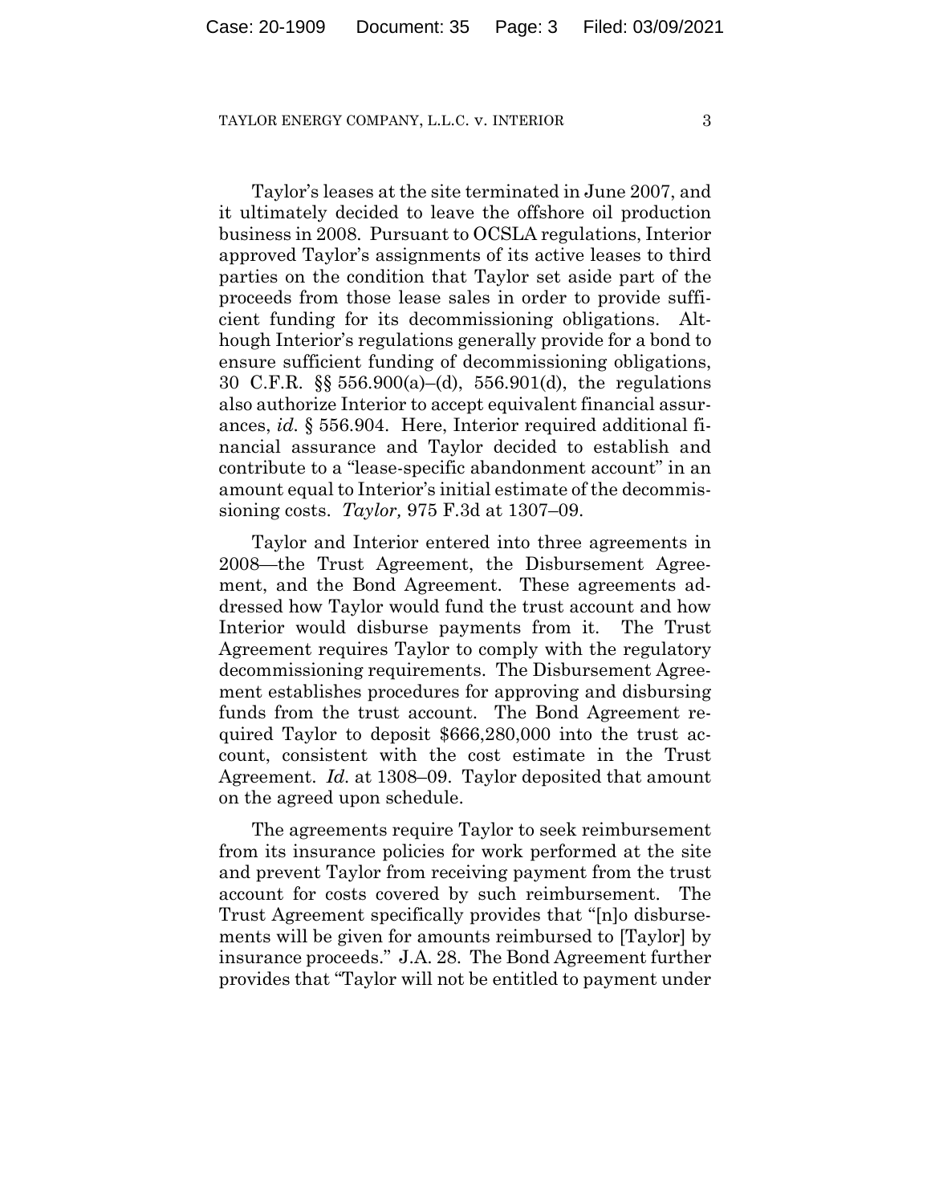Taylor's leases at the site terminated in June 2007, and it ultimately decided to leave the offshore oil production business in 2008. Pursuant to OCSLA regulations, Interior approved Taylor's assignments of its active leases to third parties on the condition that Taylor set aside part of the proceeds from those lease sales in order to provide sufficient funding for its decommissioning obligations. Although Interior's regulations generally provide for a bond to ensure sufficient funding of decommissioning obligations, 30 C.F.R. §§ 556.900(a)–(d), 556.901(d), the regulations also authorize Interior to accept equivalent financial assurances, *id.* § 556.904. Here, Interior required additional financial assurance and Taylor decided to establish and contribute to a "lease-specific abandonment account" in an amount equal to Interior's initial estimate of the decommissioning costs. *Taylor,* 975 F.3d at 1307–09.

Taylor and Interior entered into three agreements in 2008—the Trust Agreement, the Disbursement Agreement, and the Bond Agreement. These agreements addressed how Taylor would fund the trust account and how Interior would disburse payments from it. The Trust Agreement requires Taylor to comply with the regulatory decommissioning requirements. The Disbursement Agreement establishes procedures for approving and disbursing funds from the trust account. The Bond Agreement required Taylor to deposit $666,280,000 into the trust account, consistent with the cost estimate in the Trust Agreement. *Id.* at 1308–09. Taylor deposited that amount on the agreed upon schedule.

The agreements require Taylor to seek reimbursement from its insurance policies for work performed at the site and prevent Taylor from receiving payment from the trust account for costs covered by such reimbursement. The Trust Agreement specifically provides that "[n]o disbursements will be given for amounts reimbursed to [Taylor] by insurance proceeds." J.A. 28. The Bond Agreement further provides that "Taylor will not be entitled to payment under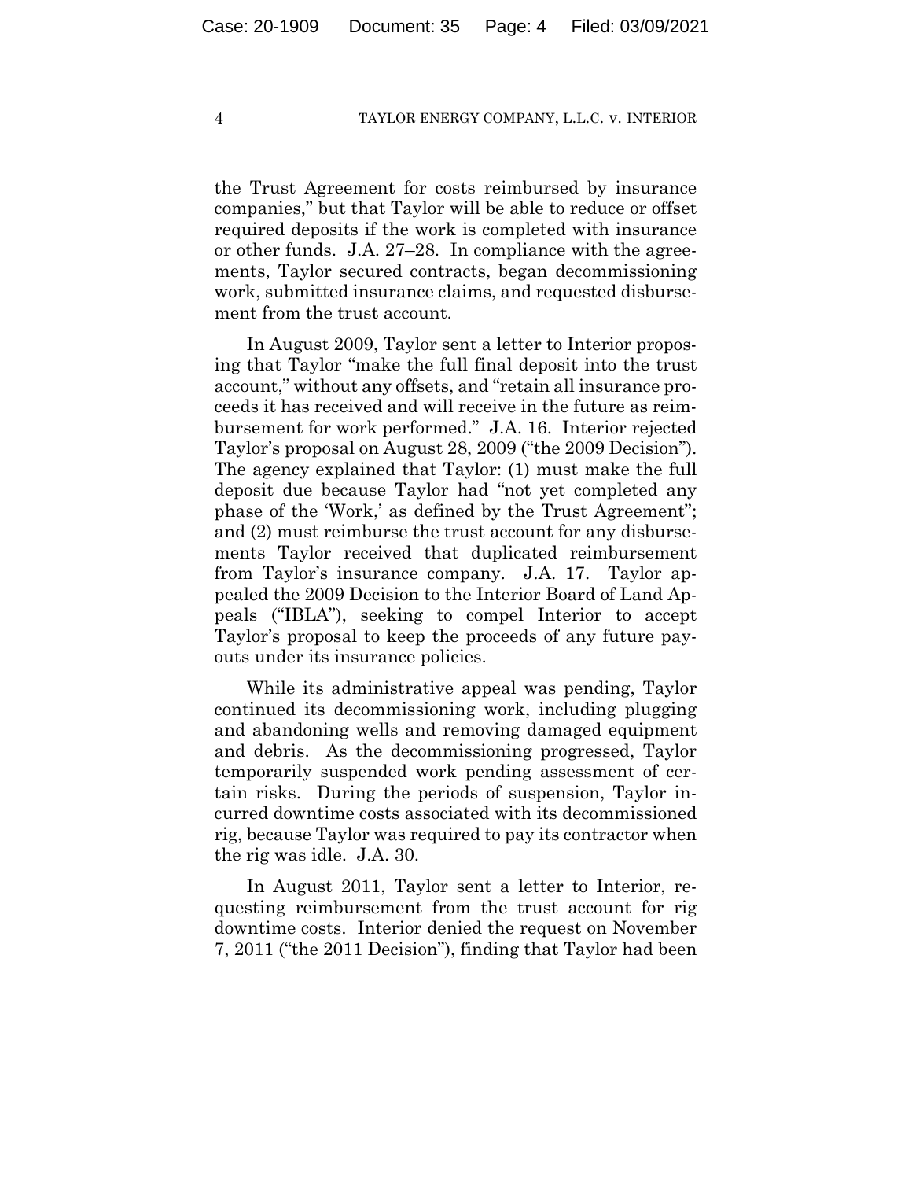the Trust Agreement for costs reimbursed by insurance companies," but that Taylor will be able to reduce or offset required deposits if the work is completed with insurance or other funds. J.A. 27–28. In compliance with the agreements, Taylor secured contracts, began decommissioning work, submitted insurance claims, and requested disbursement from the trust account.

In August 2009, Taylor sent a letter to Interior proposing that Taylor "make the full final deposit into the trust account," without any offsets, and "retain all insurance proceeds it has received and will receive in the future as reimbursement for work performed." J.A. 16. Interior rejected Taylor's proposal on August 28, 2009 ("the 2009 Decision"). The agency explained that Taylor: (1) must make the full deposit due because Taylor had "not yet completed any phase of the 'Work,' as defined by the Trust Agreement"; and (2) must reimburse the trust account for any disbursements Taylor received that duplicated reimbursement from Taylor's insurance company. J.A. 17. Taylor appealed the 2009 Decision to the Interior Board of Land Appeals ("IBLA"), seeking to compel Interior to accept Taylor's proposal to keep the proceeds of any future payouts under its insurance policies.

While its administrative appeal was pending, Taylor continued its decommissioning work, including plugging and abandoning wells and removing damaged equipment and debris. As the decommissioning progressed, Taylor temporarily suspended work pending assessment of certain risks. During the periods of suspension, Taylor incurred downtime costs associated with its decommissioned rig, because Taylor was required to pay its contractor when the rig was idle. J.A. 30.

In August 2011, Taylor sent a letter to Interior, requesting reimbursement from the trust account for rig downtime costs. Interior denied the request on November 7, 2011 ("the 2011 Decision"), finding that Taylor had been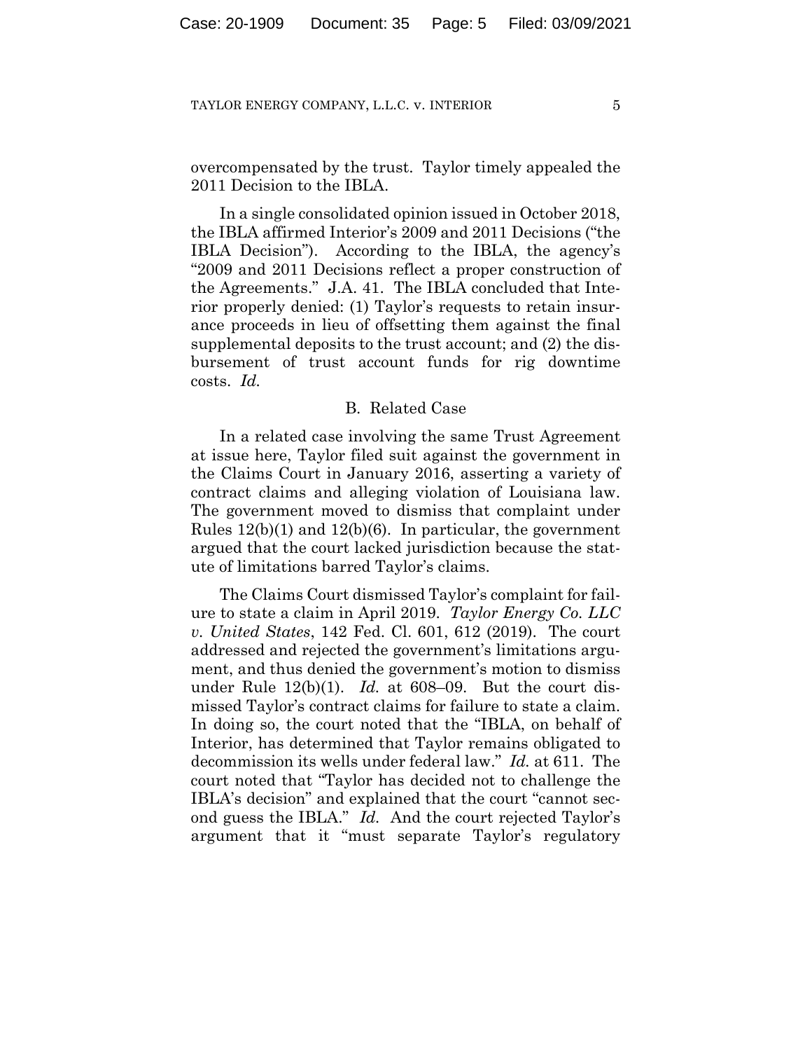overcompensated by the trust. Taylor timely appealed the 2011 Decision to the IBLA.

In a single consolidated opinion issued in October 2018, the IBLA affirmed Interior's 2009 and 2011 Decisions ("the IBLA Decision"). According to the IBLA, the agency's "2009 and 2011 Decisions reflect a proper construction of the Agreements." J.A. 41. The IBLA concluded that Interior properly denied: (1) Taylor's requests to retain insurance proceeds in lieu of offsetting them against the final supplemental deposits to the trust account; and (2) the disbursement of trust account funds for rig downtime costs. *Id.*

### B. Related Case

In a related case involving the same Trust Agreement at issue here, Taylor filed suit against the government in the Claims Court in January 2016, asserting a variety of contract claims and alleging violation of Louisiana law. The government moved to dismiss that complaint under Rules 12(b)(1) and 12(b)(6). In particular, the government argued that the court lacked jurisdiction because the statute of limitations barred Taylor's claims.

The Claims Court dismissed Taylor's complaint for failure to state a claim in April 2019. *Taylor Energy Co. LLC v. United States*, 142 Fed. Cl. 601, 612 (2019). The court addressed and rejected the government's limitations argument, and thus denied the government's motion to dismiss under Rule 12(b)(1). *Id.* at 608–09. But the court dismissed Taylor's contract claims for failure to state a claim. In doing so, the court noted that the "IBLA, on behalf of Interior, has determined that Taylor remains obligated to decommission its wells under federal law." *Id.* at 611. The court noted that "Taylor has decided not to challenge the IBLA's decision" and explained that the court "cannot second guess the IBLA." *Id.* And the court rejected Taylor's argument that it "must separate Taylor's regulatory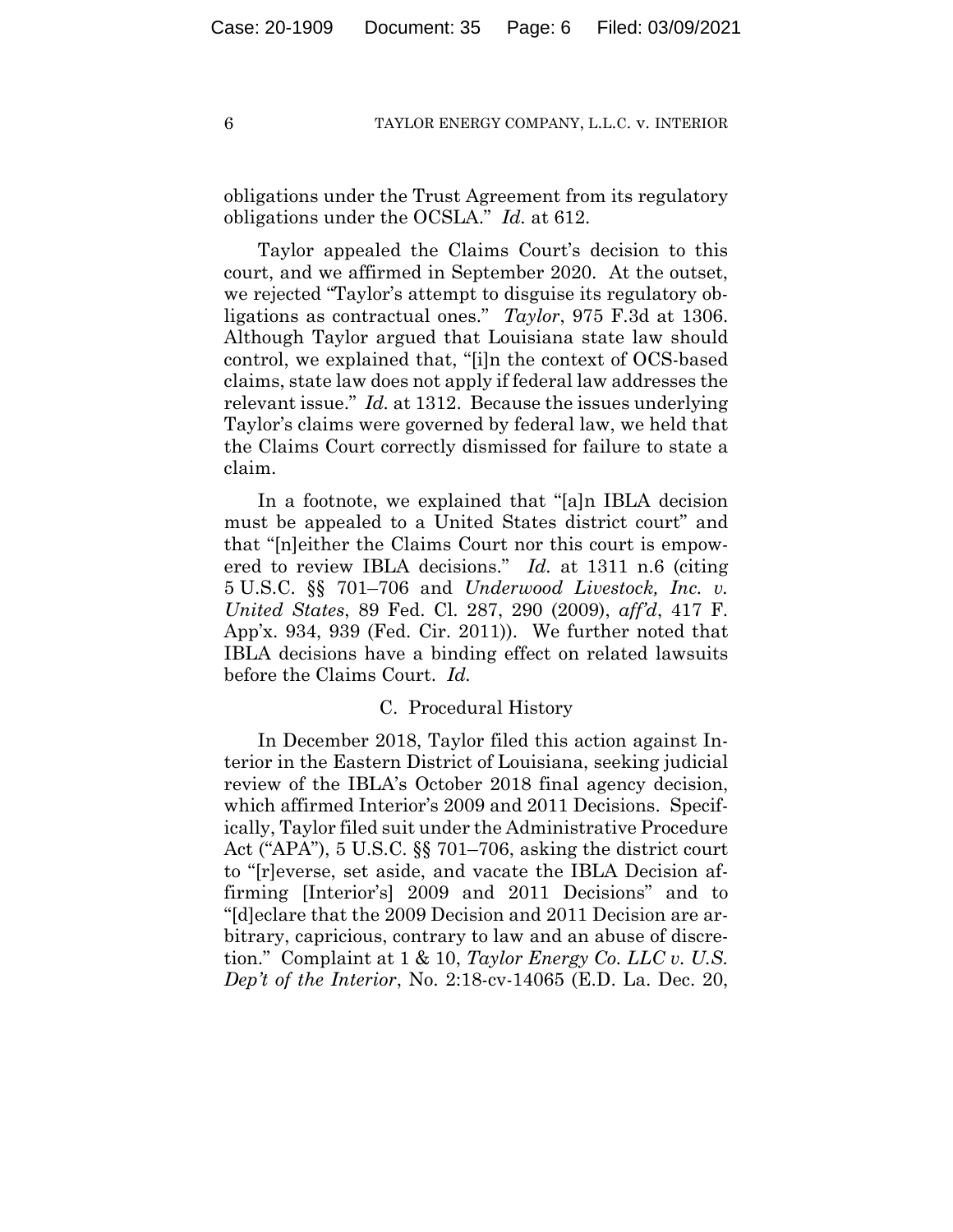obligations under the Trust Agreement from its regulatory obligations under the OCSLA." *Id.* at 612.

Taylor appealed the Claims Court's decision to this court, and we affirmed in September 2020. At the outset, we rejected "Taylor's attempt to disguise its regulatory obligations as contractual ones." *Taylor*, 975 F.3d at 1306. Although Taylor argued that Louisiana state law should control, we explained that, "[i]n the context of OCS-based claims, state law does not apply if federal law addresses the relevant issue." *Id.* at 1312. Because the issues underlying Taylor's claims were governed by federal law, we held that the Claims Court correctly dismissed for failure to state a claim.

In a footnote, we explained that "[a]n IBLA decision must be appealed to a United States district court" and that "[n]either the Claims Court nor this court is empowered to review IBLA decisions." *Id.* at 1311 n.6 (citing 5 U.S.C. §§ 701–706 and *Underwood Livestock, Inc. v. United States*, 89 Fed. Cl. 287, 290 (2009), *aff'd*, 417 F. App'x. 934, 939 (Fed. Cir. 2011)). We further noted that IBLA decisions have a binding effect on related lawsuits before the Claims Court. *Id.*

### C. Procedural History

In December 2018, Taylor filed this action against Interior in the Eastern District of Louisiana, seeking judicial review of the IBLA's October 2018 final agency decision, which affirmed Interior's 2009 and 2011 Decisions. Specifically, Taylor filed suit under the Administrative Procedure Act ("APA"), 5 U.S.C. §§ 701–706, asking the district court to "[r]everse, set aside, and vacate the IBLA Decision affirming [Interior's] 2009 and 2011 Decisions" and to "[d]eclare that the 2009 Decision and 2011 Decision are arbitrary, capricious, contrary to law and an abuse of discretion." Complaint at 1 & 10, *Taylor Energy Co. LLC v. U.S. Dep't of the Interior*, No. 2:18-cv-14065 (E.D. La. Dec. 20,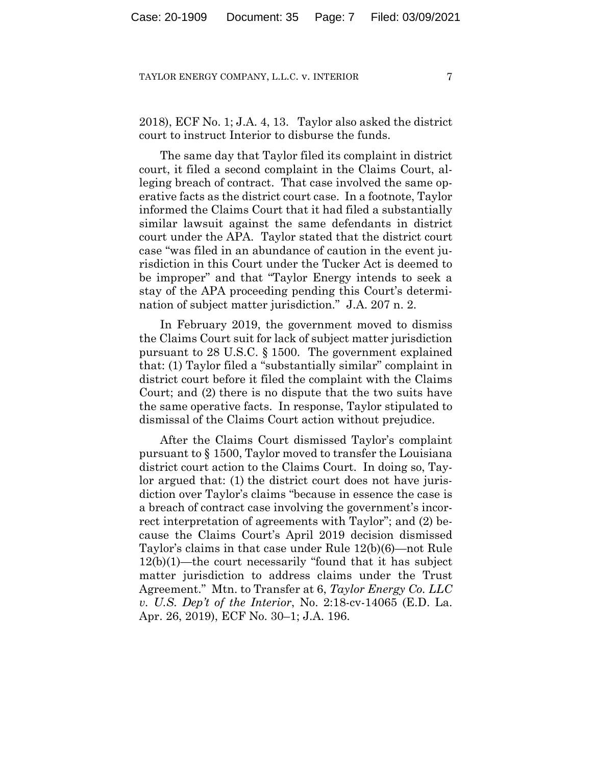2018), ECF No. 1; J.A. 4, 13. Taylor also asked the district court to instruct Interior to disburse the funds.

The same day that Taylor filed its complaint in district court, it filed a second complaint in the Claims Court, alleging breach of contract. That case involved the same operative facts as the district court case. In a footnote, Taylor informed the Claims Court that it had filed a substantially similar lawsuit against the same defendants in district court under the APA. Taylor stated that the district court case "was filed in an abundance of caution in the event jurisdiction in this Court under the Tucker Act is deemed to be improper" and that "Taylor Energy intends to seek a stay of the APA proceeding pending this Court's determination of subject matter jurisdiction." J.A. 207 n. 2.

In February 2019, the government moved to dismiss the Claims Court suit for lack of subject matter jurisdiction pursuant to 28 U.S.C. § 1500. The government explained that: (1) Taylor filed a "substantially similar" complaint in district court before it filed the complaint with the Claims Court; and (2) there is no dispute that the two suits have the same operative facts. In response, Taylor stipulated to dismissal of the Claims Court action without prejudice.

After the Claims Court dismissed Taylor's complaint pursuant to § 1500, Taylor moved to transfer the Louisiana district court action to the Claims Court. In doing so, Taylor argued that: (1) the district court does not have jurisdiction over Taylor's claims "because in essence the case is a breach of contract case involving the government's incorrect interpretation of agreements with Taylor"; and (2) because the Claims Court's April 2019 decision dismissed Taylor's claims in that case under Rule 12(b)(6)—not Rule 12(b)(1)—the court necessarily "found that it has subject matter jurisdiction to address claims under the Trust Agreement." Mtn. to Transfer at 6, *Taylor Energy Co. LLC v. U.S. Dep't of the Interior*, No. 2:18-cv-14065 (E.D. La. Apr. 26, 2019), ECF No. 30–1; J.A. 196.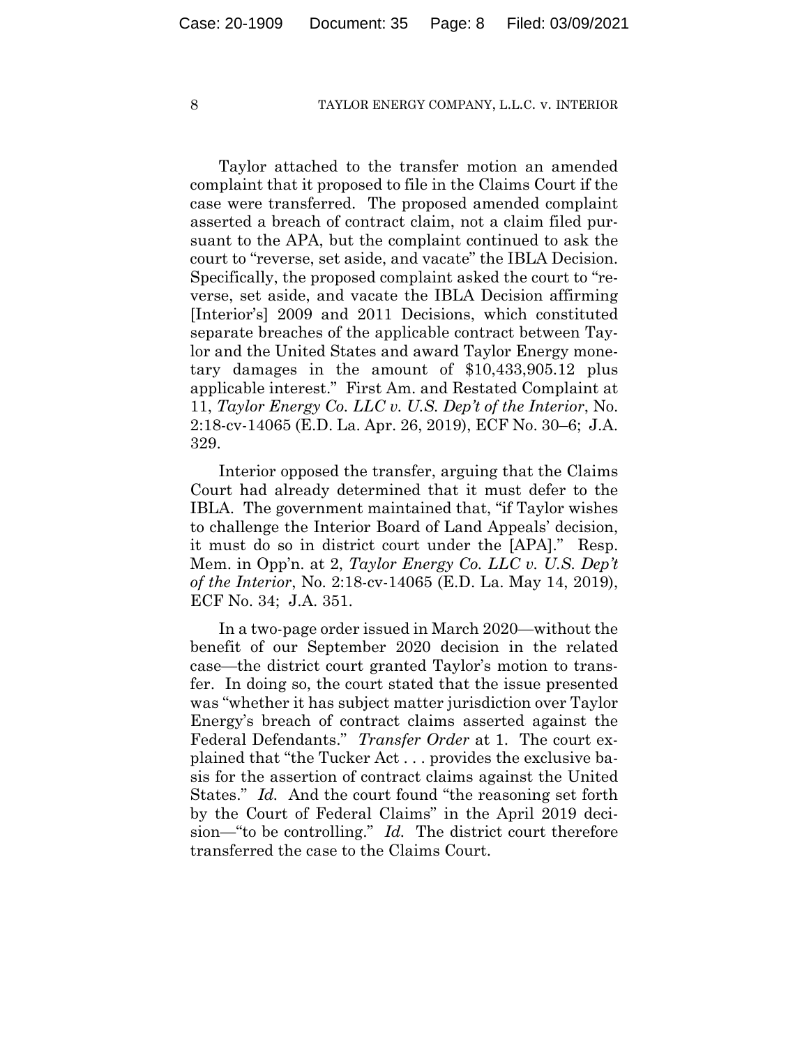Taylor attached to the transfer motion an amended complaint that it proposed to file in the Claims Court if the case were transferred. The proposed amended complaint asserted a breach of contract claim, not a claim filed pursuant to the APA, but the complaint continued to ask the court to "reverse, set aside, and vacate" the IBLA Decision. Specifically, the proposed complaint asked the court to "reverse, set aside, and vacate the IBLA Decision affirming [Interior's] 2009 and 2011 Decisions, which constituted separate breaches of the applicable contract between Taylor and the United States and award Taylor Energy monetary damages in the amount of $10,433,905.12 plus applicable interest." First Am. and Restated Complaint at 11, *Taylor Energy Co. LLC v. U.S. Dep't of the Interior*, No. 2:18-cv-14065 (E.D. La. Apr. 26, 2019), ECF No. 30–6; J.A. 329.

Interior opposed the transfer, arguing that the Claims Court had already determined that it must defer to the IBLA. The government maintained that, "if Taylor wishes to challenge the Interior Board of Land Appeals' decision, it must do so in district court under the [APA]." Resp. Mem. in Opp'n. at 2, *Taylor Energy Co. LLC v. U.S. Dep't of the Interior*, No. 2:18-cv-14065 (E.D. La. May 14, 2019), ECF No. 34; J.A. 351.

In a two-page order issued in March 2020—without the benefit of our September 2020 decision in the related case—the district court granted Taylor's motion to transfer. In doing so, the court stated that the issue presented was "whether it has subject matter jurisdiction over Taylor Energy's breach of contract claims asserted against the Federal Defendants." *Transfer Order* at 1. The court explained that "the Tucker Act . . . provides the exclusive basis for the assertion of contract claims against the United States." *Id.* And the court found "the reasoning set forth by the Court of Federal Claims" in the April 2019 decision—"to be controlling." *Id.* The district court therefore transferred the case to the Claims Court.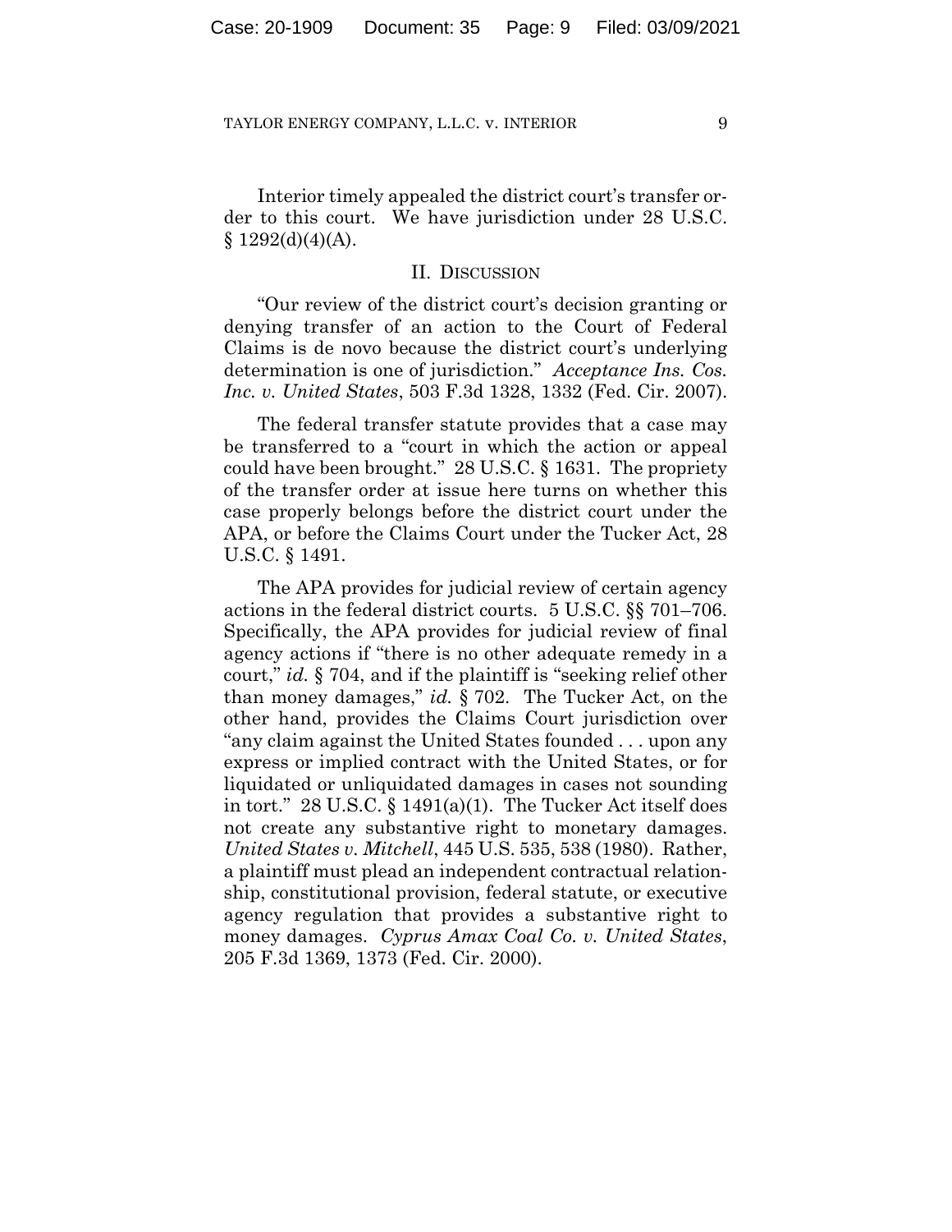Interior timely appealed the district court's transfer order to this court. We have jurisdiction under 28 U.S.C. § 1292(d)(4)(A).

## II. DISCUSSION

"Our review of the district court's decision granting or denying transfer of an action to the Court of Federal Claims is de novo because the district court's underlying determination is one of jurisdiction." *Acceptance Ins. Cos. Inc. v. United States*, 503 F.3d 1328, 1332 (Fed. Cir. 2007).

The federal transfer statute provides that a case may be transferred to a "court in which the action or appeal could have been brought." 28 U.S.C. § 1631. The propriety of the transfer order at issue here turns on whether this case properly belongs before the district court under the APA, or before the Claims Court under the Tucker Act, 28 U.S.C. § 1491.

The APA provides for judicial review of certain agency actions in the federal district courts. 5 U.S.C. §§ 701–706. Specifically, the APA provides for judicial review of final agency actions if "there is no other adequate remedy in a court," *id.* § 704, and if the plaintiff is "seeking relief other than money damages," *id.* § 702. The Tucker Act, on the other hand, provides the Claims Court jurisdiction over "any claim against the United States founded . . . upon any express or implied contract with the United States, or for liquidated or unliquidated damages in cases not sounding in tort." 28 U.S.C. § 1491(a)(1). The Tucker Act itself does not create any substantive right to monetary damages. *United States v. Mitchell*, 445 U.S. 535, 538 (1980). Rather, a plaintiff must plead an independent contractual relationship, constitutional provision, federal statute, or executive agency regulation that provides a substantive right to money damages. *Cyprus Amax Coal Co. v. United States*, 205 F.3d 1369, 1373 (Fed. Cir. 2000).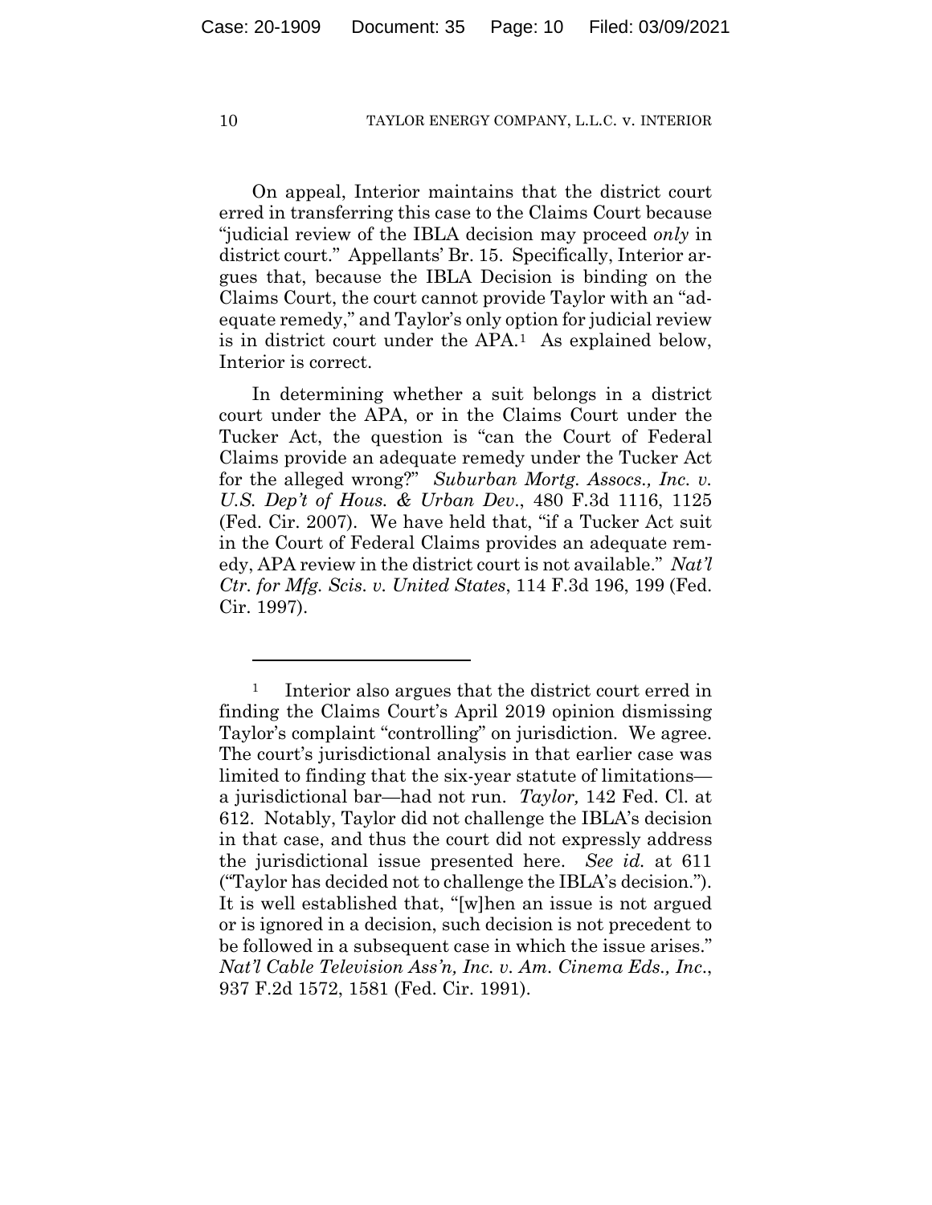On appeal, Interior maintains that the district court erred in transferring this case to the Claims Court because "judicial review of the IBLA decision may proceed *only* in district court." Appellants' Br. 15. Specifically, Interior argues that, because the IBLA Decision is binding on the Claims Court, the court cannot provide Taylor with an "adequate remedy," and Taylor's only option for judicial review is in district court under the APA.[1] As explained below, Interior is correct.

In determining whether a suit belongs in a district court under the APA, or in the Claims Court under the Tucker Act, the question is "can the Court of Federal Claims provide an adequate remedy under the Tucker Act for the alleged wrong?" *Suburban Mortg. Assocs., Inc. v. U.S. Dep't of Hous. & Urban Dev.*, 480 F.3d 1116, 1125 (Fed. Cir. 2007). We have held that, "if a Tucker Act suit in the Court of Federal Claims provides an adequate remedy, APA review in the district court is not available." *Nat'l Ctr. for Mfg. Scis. v. United States*, 114 F.3d 196, 199 (Fed. Cir. 1997).

---

[1] Interior also argues that the district court erred in finding the Claims Court's April 2019 opinion dismissing Taylor's complaint "controlling" on jurisdiction. We agree. The court's jurisdictional analysis in that earlier case was limited to finding that the six-year statute of limitations—a jurisdictional bar—had not run. *Taylor,* 142 Fed. Cl. at 612. Notably, Taylor did not challenge the IBLA's decision in that case, and thus the court did not expressly address the jurisdictional issue presented here. *See id.* at 611 ("Taylor has decided not to challenge the IBLA's decision."). It is well established that, "[w]hen an issue is not argued or is ignored in a decision, such decision is not precedent to be followed in a subsequent case in which the issue arises." *Nat'l Cable Television Ass'n, Inc. v. Am. Cinema Eds., Inc.*, 937 F.2d 1572, 1581 (Fed. Cir. 1991).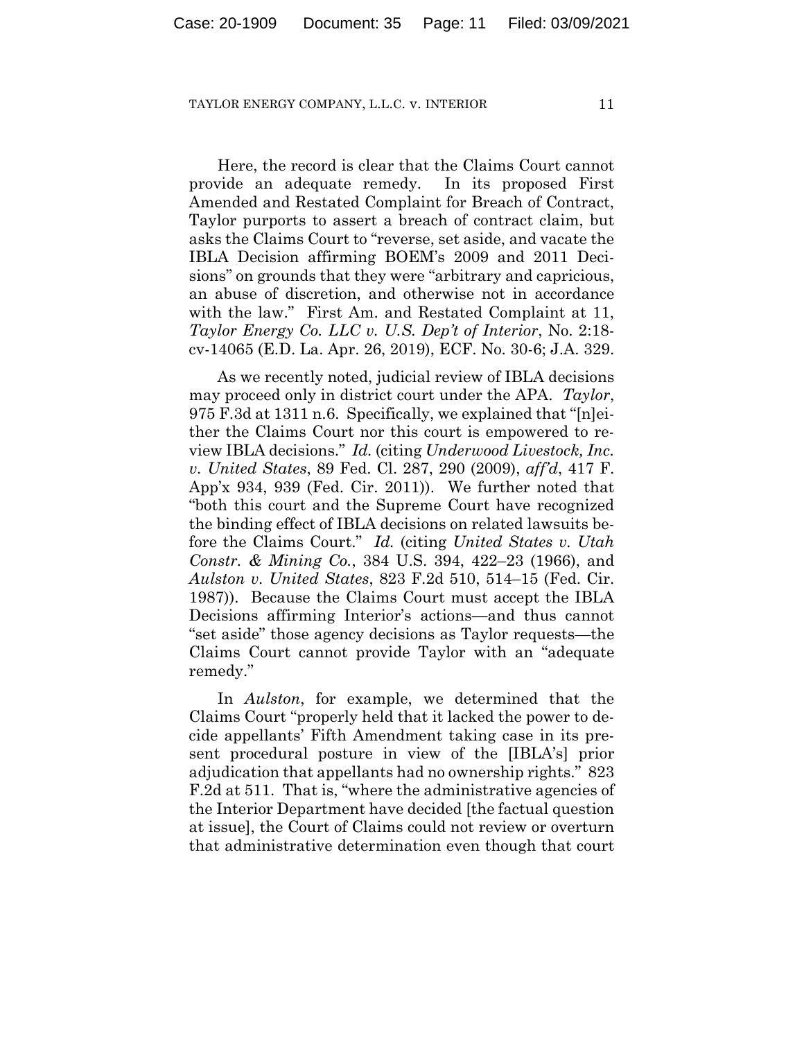Here, the record is clear that the Claims Court cannot provide an adequate remedy. In its proposed First Amended and Restated Complaint for Breach of Contract, Taylor purports to assert a breach of contract claim, but asks the Claims Court to "reverse, set aside, and vacate the IBLA Decision affirming BOEM's 2009 and 2011 Decisions" on grounds that they were "arbitrary and capricious, an abuse of discretion, and otherwise not in accordance with the law." First Am. and Restated Complaint at 11, *Taylor Energy Co. LLC v. U.S. Dep't of Interior*, No. 2:18-cv-14065 (E.D. La. Apr. 26, 2019), ECF. No. 30-6; J.A. 329.

As we recently noted, judicial review of IBLA decisions may proceed only in district court under the APA. *Taylor*, 975 F.3d at 1311 n.6. Specifically, we explained that "[n]either the Claims Court nor this court is empowered to review IBLA decisions." *Id.* (citing *Underwood Livestock, Inc. v. United States*, 89 Fed. Cl. 287, 290 (2009), *aff'd*, 417 F. App'x 934, 939 (Fed. Cir. 2011)). We further noted that "both this court and the Supreme Court have recognized the binding effect of IBLA decisions on related lawsuits before the Claims Court." *Id.* (citing *United States v. Utah Constr. & Mining Co.*, 384 U.S. 394, 422–23 (1966), and *Aulston v. United States*, 823 F.2d 510, 514–15 (Fed. Cir. 1987)). Because the Claims Court must accept the IBLA Decisions affirming Interior's actions—and thus cannot "set aside" those agency decisions as Taylor requests—the Claims Court cannot provide Taylor with an "adequate remedy."

In *Aulston*, for example, we determined that the Claims Court "properly held that it lacked the power to decide appellants' Fifth Amendment taking case in its present procedural posture in view of the [IBLA's] prior adjudication that appellants had no ownership rights." 823 F.2d at 511. That is, "where the administrative agencies of the Interior Department have decided [the factual question at issue], the Court of Claims could not review or overturn that administrative determination even though that court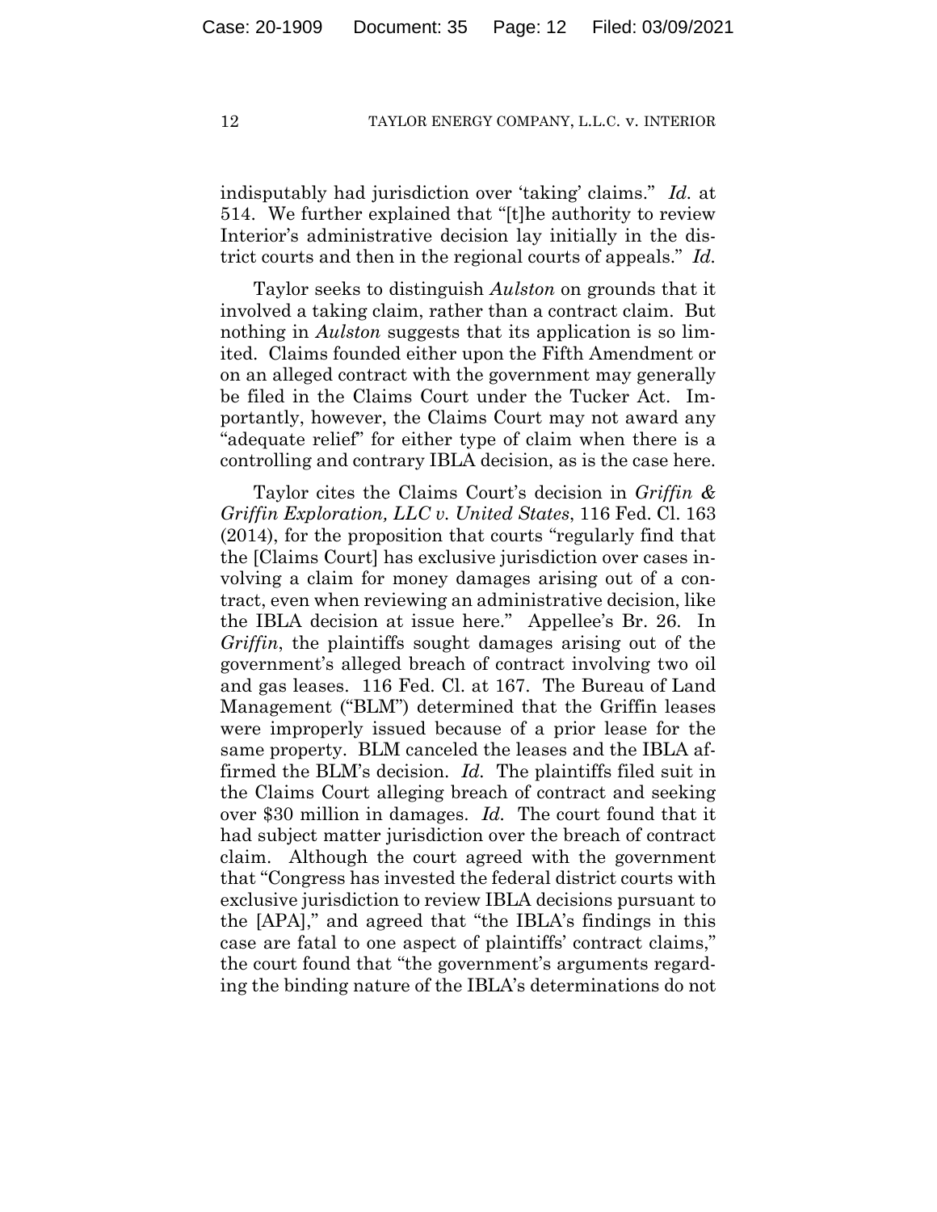indisputably had jurisdiction over 'taking' claims." *Id.* at 514. We further explained that "[t]he authority to review Interior's administrative decision lay initially in the district courts and then in the regional courts of appeals." *Id.*

Taylor seeks to distinguish *Aulston* on grounds that it involved a taking claim, rather than a contract claim. But nothing in *Aulston* suggests that its application is so limited. Claims founded either upon the Fifth Amendment or on an alleged contract with the government may generally be filed in the Claims Court under the Tucker Act. Importantly, however, the Claims Court may not award any "adequate relief" for either type of claim when there is a controlling and contrary IBLA decision, as is the case here.

Taylor cites the Claims Court's decision in *Griffin & Griffin Exploration, LLC v. United States*, 116 Fed. Cl. 163 (2014), for the proposition that courts "regularly find that the [Claims Court] has exclusive jurisdiction over cases involving a claim for money damages arising out of a contract, even when reviewing an administrative decision, like the IBLA decision at issue here." Appellee's Br. 26. In *Griffin*, the plaintiffs sought damages arising out of the government's alleged breach of contract involving two oil and gas leases. 116 Fed. Cl. at 167. The Bureau of Land Management ("BLM") determined that the Griffin leases were improperly issued because of a prior lease for the same property. BLM canceled the leases and the IBLA affirmed the BLM's decision. *Id.* The plaintiffs filed suit in the Claims Court alleging breach of contract and seeking over $30 million in damages. *Id.* The court found that it had subject matter jurisdiction over the breach of contract claim. Although the court agreed with the government that "Congress has invested the federal district courts with exclusive jurisdiction to review IBLA decisions pursuant to the [APA]," and agreed that "the IBLA's findings in this case are fatal to one aspect of plaintiffs' contract claims," the court found that "the government's arguments regarding the binding nature of the IBLA's determinations do not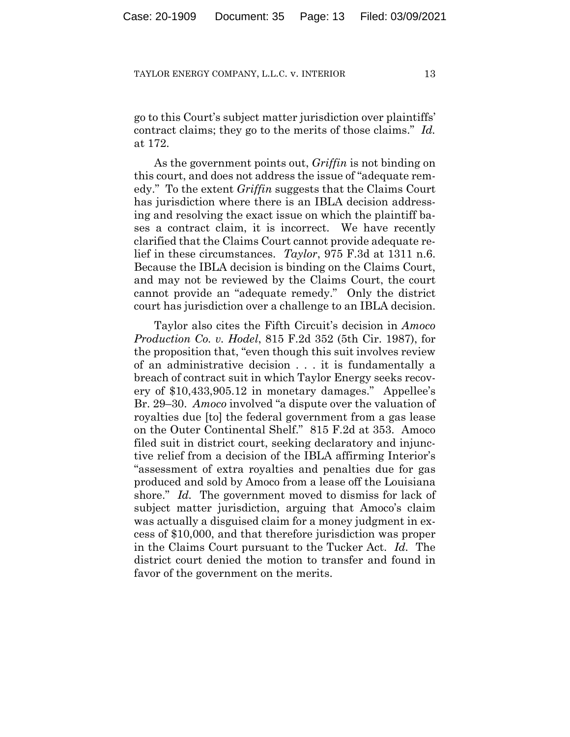go to this Court's subject matter jurisdiction over plaintiffs' contract claims; they go to the merits of those claims." *Id.* at 172.

As the government points out, *Griffin* is not binding on this court, and does not address the issue of "adequate remedy." To the extent *Griffin* suggests that the Claims Court has jurisdiction where there is an IBLA decision addressing and resolving the exact issue on which the plaintiff bases a contract claim, it is incorrect. We have recently clarified that the Claims Court cannot provide adequate relief in these circumstances. *Taylor*, 975 F.3d at 1311 n.6. Because the IBLA decision is binding on the Claims Court, and may not be reviewed by the Claims Court, the court cannot provide an "adequate remedy." Only the district court has jurisdiction over a challenge to an IBLA decision.

Taylor also cites the Fifth Circuit's decision in *Amoco Production Co. v. Hodel*, 815 F.2d 352 (5th Cir. 1987), for the proposition that, "even though this suit involves review of an administrative decision . . . it is fundamentally a breach of contract suit in which Taylor Energy seeks recovery of $10,433,905.12 in monetary damages." Appellee's Br. 29–30. *Amoco* involved "a dispute over the valuation of royalties due [to] the federal government from a gas lease on the Outer Continental Shelf." 815 F.2d at 353. Amoco filed suit in district court, seeking declaratory and injunctive relief from a decision of the IBLA affirming Interior's "assessment of extra royalties and penalties due for gas produced and sold by Amoco from a lease off the Louisiana shore." *Id.* The government moved to dismiss for lack of subject matter jurisdiction, arguing that Amoco's claim was actually a disguised claim for a money judgment in excess of $10,000, and that therefore jurisdiction was proper in the Claims Court pursuant to the Tucker Act. *Id.* The district court denied the motion to transfer and found in favor of the government on the merits.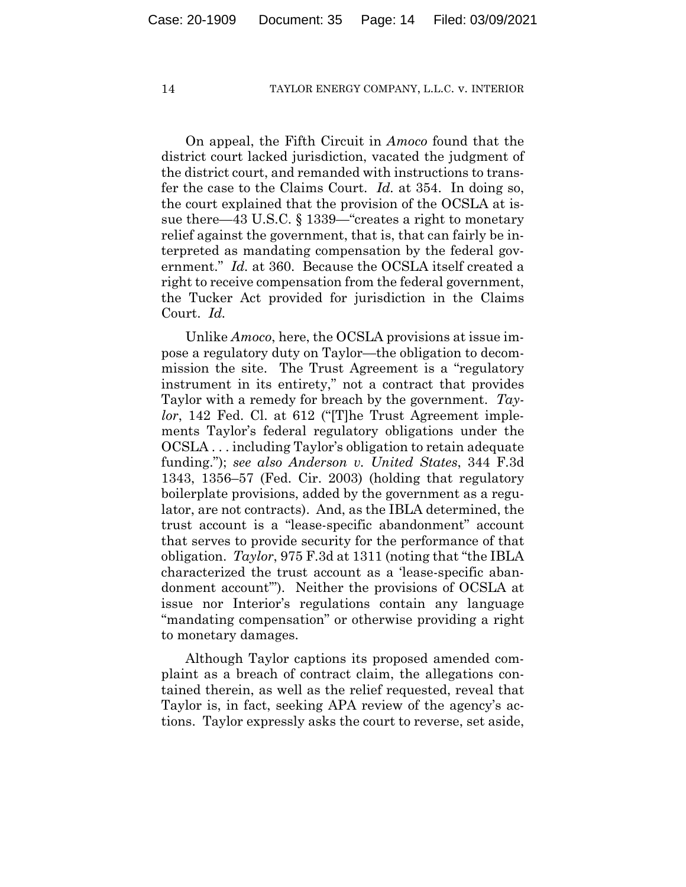On appeal, the Fifth Circuit in *Amoco* found that the district court lacked jurisdiction, vacated the judgment of the district court, and remanded with instructions to transfer the case to the Claims Court. *Id.* at 354. In doing so, the court explained that the provision of the OCSLA at issue there—43 U.S.C. § 1339—"creates a right to monetary relief against the government, that is, that can fairly be interpreted as mandating compensation by the federal government." *Id.* at 360. Because the OCSLA itself created a right to receive compensation from the federal government, the Tucker Act provided for jurisdiction in the Claims Court. *Id.*

Unlike *Amoco*, here, the OCSLA provisions at issue impose a regulatory duty on Taylor—the obligation to decommission the site. The Trust Agreement is a "regulatory instrument in its entirety," not a contract that provides Taylor with a remedy for breach by the government. *Taylor*, 142 Fed. Cl. at 612 ("[T]he Trust Agreement implements Taylor's federal regulatory obligations under the OCSLA . . . including Taylor's obligation to retain adequate funding."); *see also Anderson v. United States*, 344 F.3d 1343, 1356–57 (Fed. Cir. 2003) (holding that regulatory boilerplate provisions, added by the government as a regulator, are not contracts). And, as the IBLA determined, the trust account is a "lease-specific abandonment" account that serves to provide security for the performance of that obligation. *Taylor*, 975 F.3d at 1311 (noting that "the IBLA characterized the trust account as a 'lease-specific abandonment account'"). Neither the provisions of OCSLA at issue nor Interior's regulations contain any language "mandating compensation" or otherwise providing a right to monetary damages.

Although Taylor captions its proposed amended complaint as a breach of contract claim, the allegations contained therein, as well as the relief requested, reveal that Taylor is, in fact, seeking APA review of the agency's actions. Taylor expressly asks the court to reverse, set aside,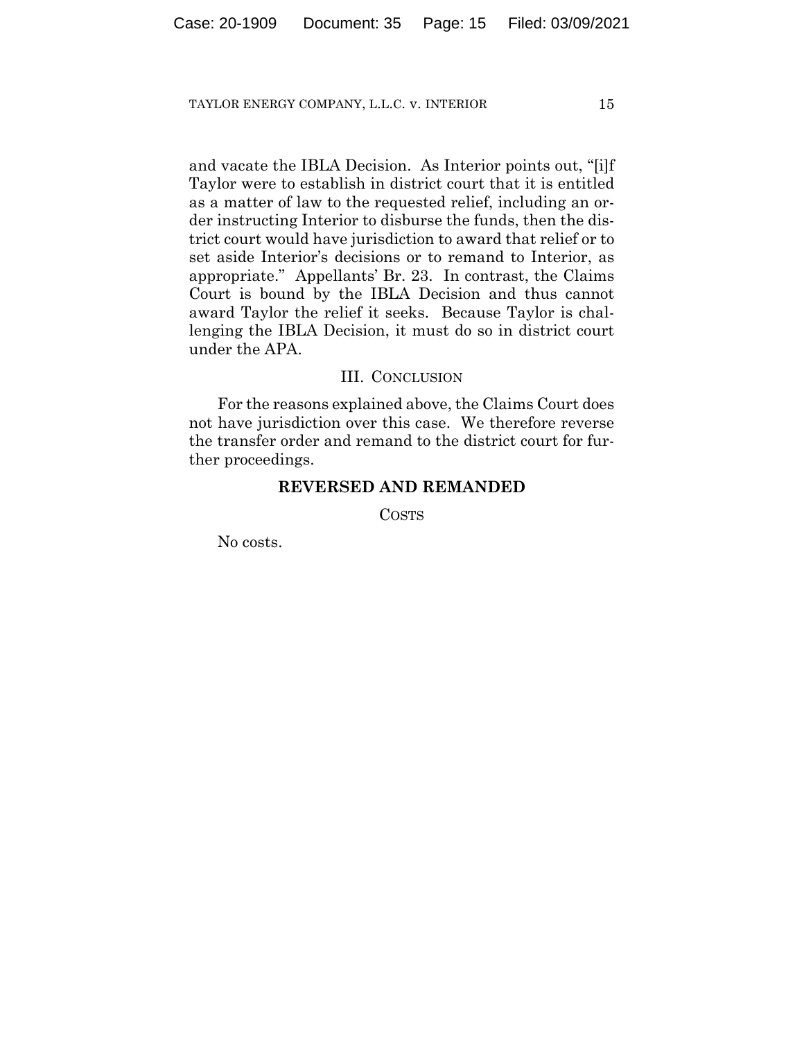and vacate the IBLA Decision. As Interior points out, "[i]f Taylor were to establish in district court that it is entitled as a matter of law to the requested relief, including an order instructing Interior to disburse the funds, then the district court would have jurisdiction to award that relief or to set aside Interior's decisions or to remand to Interior, as appropriate." Appellants' Br. 23. In contrast, the Claims Court is bound by the IBLA Decision and thus cannot award Taylor the relief it seeks. Because Taylor is challenging the IBLA Decision, it must do so in district court under the APA.

## III. CONCLUSION

For the reasons explained above, the Claims Court does not have jurisdiction over this case. We therefore reverse the transfer order and remand to the district court for further proceedings.

**REVERSED AND REMANDED**

COSTS

No costs.